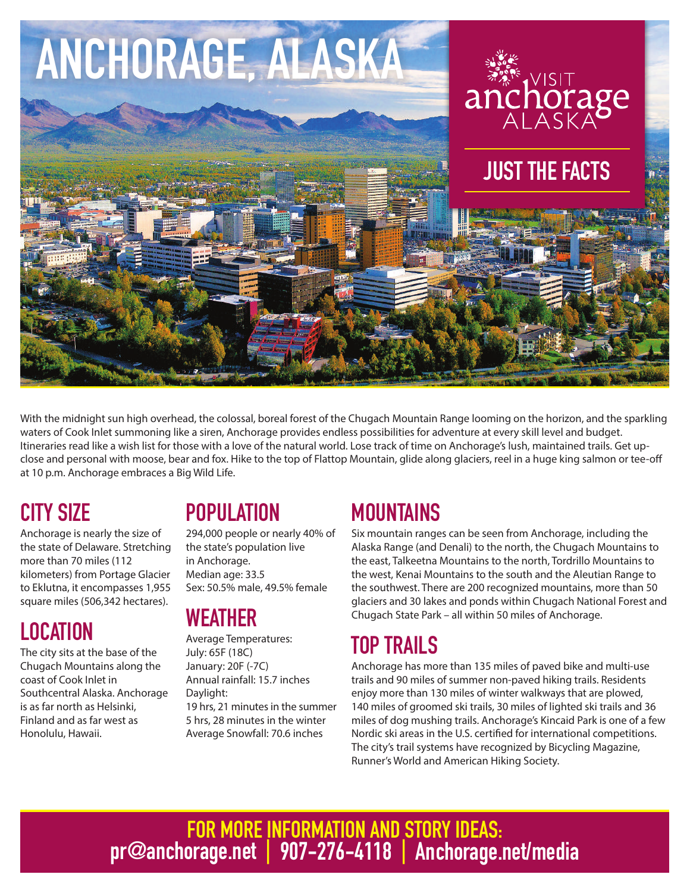# ANCHORAGE, ALASKA

VISIT anchorage ALASKA

## JUST THE FACTS

With the midnight sun high overhead, the colossal, boreal forest of the Chugach Mountain Range looming on the horizon, and the sparkling waters of Cook Inlet summoning like a siren, Anchorage provides endless possibilities for adventure at every skill level and budget. Itineraries read like a wish list for those with a love of the natural world. Lose track of time on Anchorage's lush, maintained trails. Get up-close and personal with moose, bear and fox. Hike to the top of Flattop Mountain, glide along glaciers, reel in a huge king salmon or tee-off at 10 p.m. Anchorage embraces a Big Wild Life.

## CITY SIZE

Anchorage is nearly the size of the state of Delaware. Stretching more than 70 miles (112 kilometers) from Portage Glacier to Eklutna, it encompasses 1,955 square miles (506,342 hectares).

## LOCATION

The city sits at the base of the Chugach Mountains along the coast of Cook Inlet in Southcentral Alaska. Anchorage is as far north as Helsinki, Finland and as far west as Honolulu, Hawaii.

## POPULATION

294,000 people or nearly 40% of the state's population live in Anchorage.
Median age: 33.5
Sex: 50.5% male, 49.5% female

## WEATHER

Average Temperatures:
July: 65F (18C)
January: 20F (-7C)
Annual rainfall: 15.7 inches
Daylight:
19 hrs, 21 minutes in the summer
5 hrs, 28 minutes in the winter
Average Snowfall: 70.6 inches

## MOUNTAINS

Six mountain ranges can be seen from Anchorage, including the Alaska Range (and Denali) to the north, the Chugach Mountains to the east, Talkeetna Mountains to the north, Tordrillo Mountains to the west, Kenai Mountains to the south and the Aleutian Range to the southwest. There are 200 recognized mountains, more than 50 glaciers and 30 lakes and ponds within Chugach National Forest and Chugach State Park – all within 50 miles of Anchorage.

## TOP TRAILS

Anchorage has more than 135 miles of paved bike and multi-use trails and 90 miles of summer non-paved hiking trails. Residents enjoy more than 130 miles of winter walkways that are plowed, 140 miles of groomed ski trails, 30 miles of lighted ski trails and 36 miles of dog mushing trails. Anchorage's Kincaid Park is one of a few Nordic ski areas in the U.S. certified for international competitions. The city's trail systems have recognized by Bicycling Magazine, Runner's World and American Hiking Society.

**FOR MORE INFORMATION AND STORY IDEAS:**
**pr@anchorage.net | 907-276-4118 | Anchorage.net/media**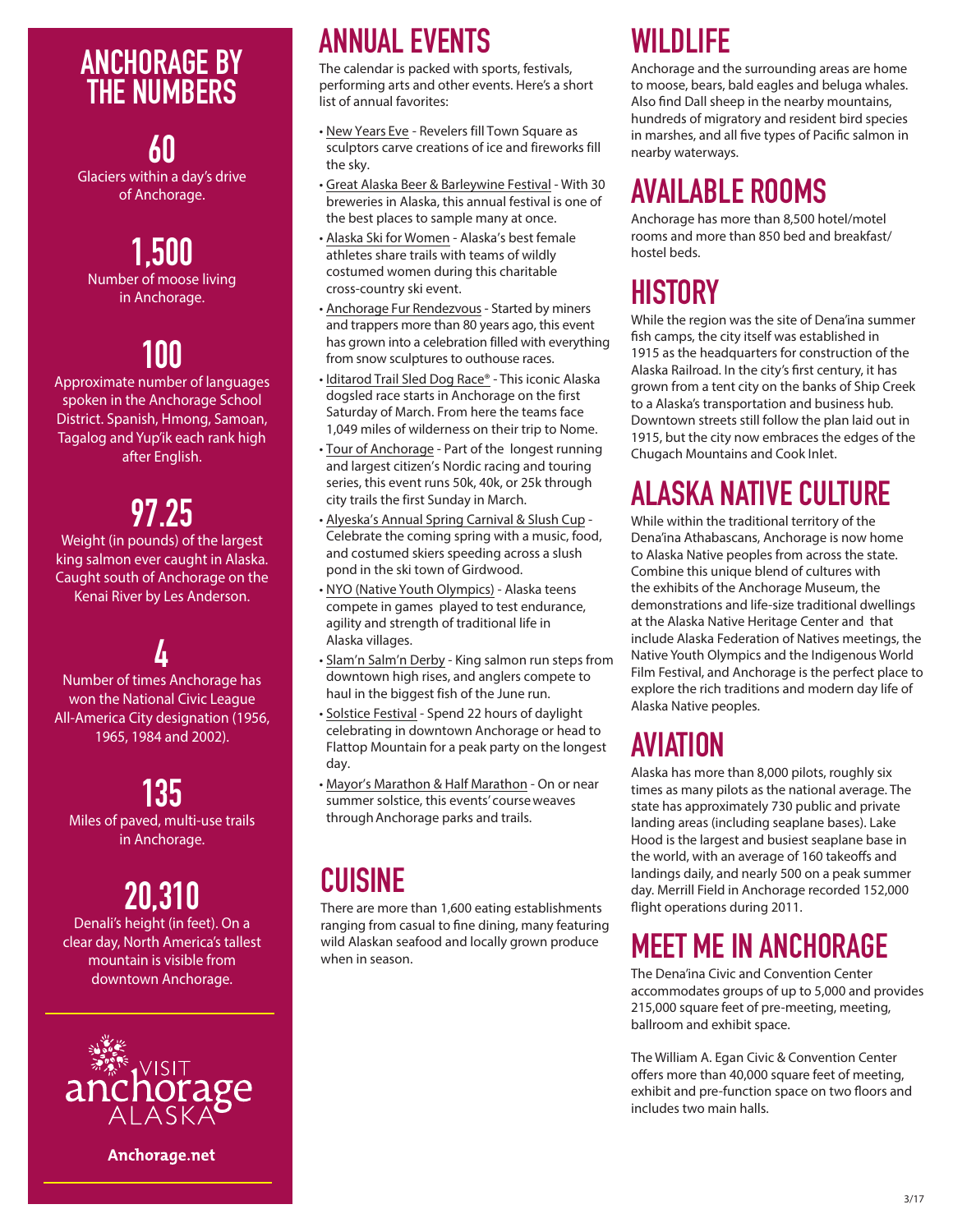## ANCHORAGE BY THE NUMBERS

### 60
Glaciers within a day's drive of Anchorage.

### 1,500
Number of moose living in Anchorage.

### 100
Approximate number of languages spoken in the Anchorage School District. Spanish, Hmong, Samoan, Tagalog and Yup'ik each rank high after English.

### 97.25
Weight (in pounds) of the largest king salmon ever caught in Alaska. Caught south of Anchorage on the Kenai River by Les Anderson.

### 4
Number of times Anchorage has won the National Civic League All-America City designation (1956, 1965, 1984 and 2002).

### 135
Miles of paved, multi-use trails in Anchorage.

### 20,310
Denali's height (in feet). On a clear day, North America's tallest mountain is visible from downtown Anchorage.

VISIT anchorage ALASKA

**Anchorage.net**

## ANNUAL EVENTS

The calendar is packed with sports, festivals, performing arts and other events. Here's a short list of annual favorites:

- New Years Eve - Revelers fill Town Square as sculptors carve creations of ice and fireworks fill the sky.
- Great Alaska Beer & Barleywine Festival - With 30 breweries in Alaska, this annual festival is one of the best places to sample many at once.
- Alaska Ski for Women - Alaska's best female athletes share trails with teams of wildly costumed women during this charitable cross-country ski event.
- Anchorage Fur Rendezvous - Started by miners and trappers more than 80 years ago, this event has grown into a celebration filled with everything from snow sculptures to outhouse races.
- Iditarod Trail Sled Dog Race® - This iconic Alaska dogsled race starts in Anchorage on the first Saturday of March. From here the teams face 1,049 miles of wilderness on their trip to Nome.
- Tour of Anchorage - Part of the longest running and largest citizen's Nordic racing and touring series, this event runs 50k, 40k, or 25k through city trails the first Sunday in March.
- Alyeska's Annual Spring Carnival & Slush Cup - Celebrate the coming spring with a music, food, and costumed skiers speeding across a slush pond in the ski town of Girdwood.
- NYO (Native Youth Olympics) - Alaska teens compete in games played to test endurance, agility and strength of traditional life in Alaska villages.
- Slam'n Salm'n Derby - King salmon run steps from downtown high rises, and anglers compete to haul in the biggest fish of the June run.
- Solstice Festival - Spend 22 hours of daylight celebrating in downtown Anchorage or head to Flattop Mountain for a peak party on the longest day.
- Mayor's Marathon & Half Marathon - On or near summer solstice, this events' course weaves through Anchorage parks and trails.

## CUISINE

There are more than 1,600 eating establishments ranging from casual to fine dining, many featuring wild Alaskan seafood and locally grown produce when in season.

## WILDLIFE

Anchorage and the surrounding areas are home to moose, bears, bald eagles and beluga whales. Also find Dall sheep in the nearby mountains, hundreds of migratory and resident bird species in marshes, and all five types of Pacific salmon in nearby waterways.

## AVAILABLE ROOMS

Anchorage has more than 8,500 hotel/motel rooms and more than 850 bed and breakfast/hostel beds.

## HISTORY

While the region was the site of Dena'ina summer fish camps, the city itself was established in 1915 as the headquarters for construction of the Alaska Railroad. In the city's first century, it has grown from a tent city on the banks of Ship Creek to a Alaska's transportation and business hub. Downtown streets still follow the plan laid out in 1915, but the city now embraces the edges of the Chugach Mountains and Cook Inlet.

## ALASKA NATIVE CULTURE

While within the traditional territory of the Dena'ina Athabascans, Anchorage is now home to Alaska Native peoples from across the state. Combine this unique blend of cultures with the exhibits of the Anchorage Museum, the demonstrations and life-size traditional dwellings at the Alaska Native Heritage Center and that include Alaska Federation of Natives meetings, the Native Youth Olympics and the Indigenous World Film Festival, and Anchorage is the perfect place to explore the rich traditions and modern day life of Alaska Native peoples.

## AVIATION

Alaska has more than 8,000 pilots, roughly six times as many pilots as the national average. The state has approximately 730 public and private landing areas (including seaplane bases). Lake Hood is the largest and busiest seaplane base in the world, with an average of 160 takeoffs and landings daily, and nearly 500 on a peak summer day. Merrill Field in Anchorage recorded 152,000 flight operations during 2011.

## MEET ME IN ANCHORAGE

The Dena'ina Civic and Convention Center accommodates groups of up to 5,000 and provides 215,000 square feet of pre-meeting, meeting, ballroom and exhibit space.

The William A. Egan Civic & Convention Center offers more than 40,000 square feet of meeting, exhibit and pre-function space on two floors and includes two main halls.

3/17